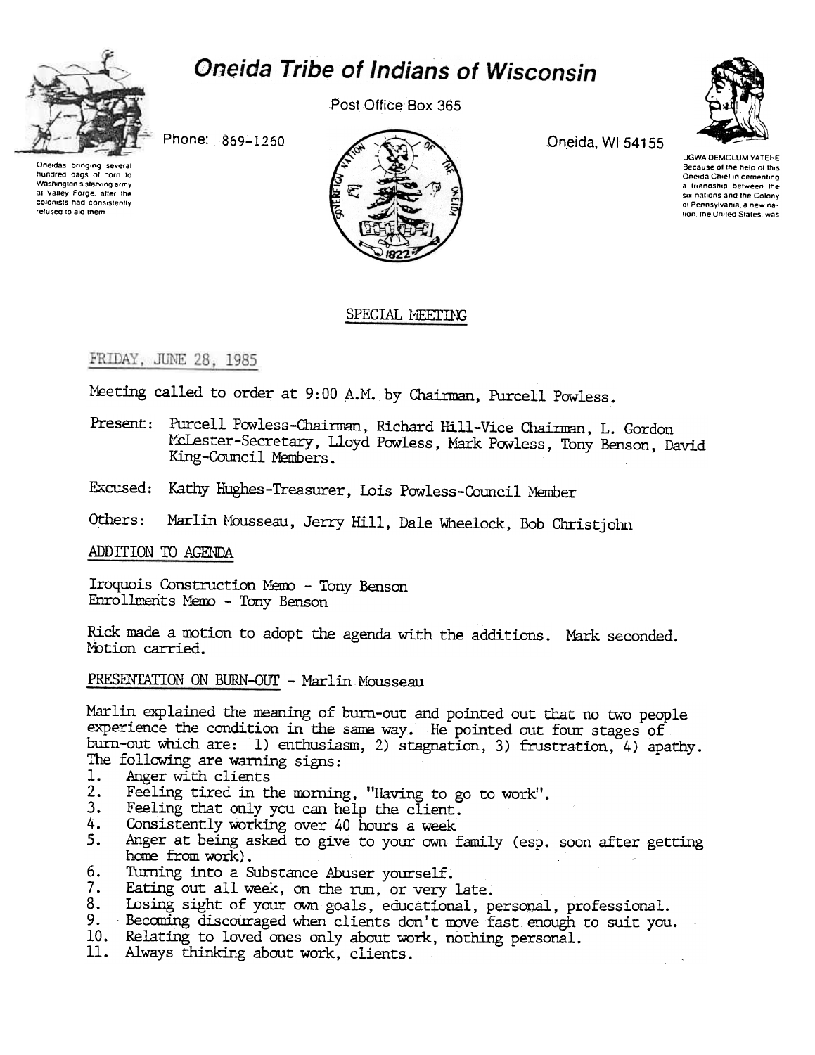# Oneida Tribe of Indians of Wisconsin

Post Office Box 365

Phone: 869-1260

Oneida, WI 54155

Oneidas bringing several hundred bags of corn to Washington's starving army at Valley Forge, after the colonists had consistently refused to aid them

UGWA DEMOLUM YATEHE
Because of the help of this Oneida Chief in cementing a friendship between the six nations and the Colony of Pennsylvania, a new nation, the United States, was

## SPECIAL MEETING

FRIDAY, JUNE 28, 1985

Meeting called to order at 9:00 A.M. by Chairman, Purcell Powless.

Present: Purcell Powless-Chairman, Richard Hill-Vice Chairman, L. Gordon McLester-Secretary, Lloyd Powless, Mark Powless, Tony Benson, David King-Council Members.

Excused: Kathy Hughes-Treasurer, Lois Powless-Council Member

Others: Marlin Mousseau, Jerry Hill, Dale Wheelock, Bob Christjohn

### ADDITION TO AGENDA

Iroquois Construction Memo - Tony Benson
Enrollments Memo - Tony Benson

Rick made a motion to adopt the agenda with the additions. Mark seconded. Motion carried.

### PRESENTATION ON BURN-OUT - Marlin Mousseau

Marlin explained the meaning of burn-out and pointed out that no two people experience the condition in the same way. He pointed out four stages of burn-out which are: 1) enthusiasm, 2) stagnation, 3) frustration, 4) apathy. The following are warning signs:

1. Anger with clients
2. Feeling tired in the morning, "Having to go to work".
3. Feeling that only you can help the client.
4. Consistently working over 40 hours a week
5. Anger at being asked to give to your own family (esp. soon after getting home from work).
6. Turning into a Substance Abuser yourself.
7. Eating out all week, on the run, or very late.
8. Losing sight of your own goals, educational, personal, professional.
9. Becoming discouraged when clients don't move fast enough to suit you.
10. Relating to loved ones only about work, nothing personal.
11. Always thinking about work, clients.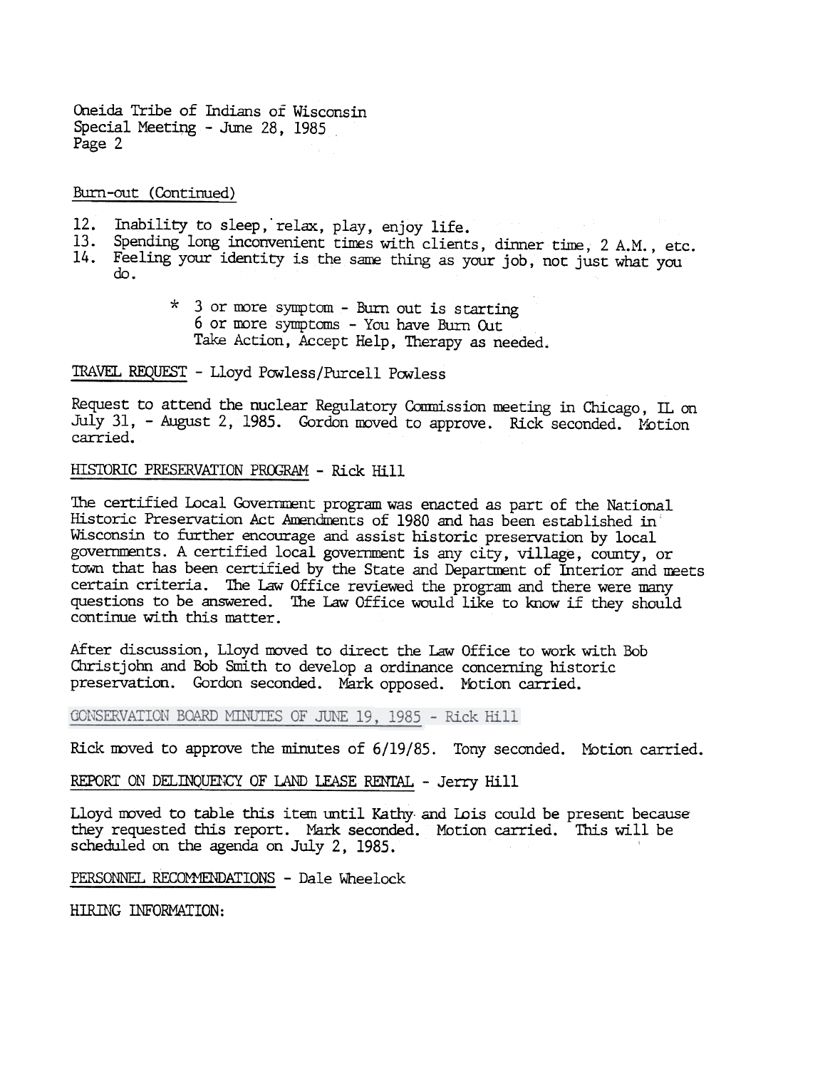Oneida Tribe of Indians of Wisconsin
Special Meeting - June 28, 1985
Page 2

Burn-out (Continued)

12. Inability to sleep, relax, play, enjoy life.
13. Spending long inconvenient times with clients, dinner time, 2 A.M., etc.
14. Feeling your identity is the same thing as your job, not just what you do.

 * 3 or more symptom - Burn out is starting
 6 or more symptoms - You have Burn Out
 Take Action, Accept Help, Therapy as needed.

TRAVEL REQUEST - Lloyd Powless/Purcell Powless

Request to attend the nuclear Regulatory Commission meeting in Chicago, IL on July 31, - August 2, 1985. Gordon moved to approve. Rick seconded. Motion carried.

HISTORIC PRESERVATION PROGRAM - Rick Hill

The certified Local Government program was enacted as part of the National Historic Preservation Act Amendments of 1980 and has been established in Wisconsin to further encourage and assist historic preservation by local governments. A certified local government is any city, village, county, or town that has been certified by the State and Department of Interior and meets certain criteria. The Law Office reviewed the program and there were many questions to be answered. The Law Office would like to know if they should continue with this matter.

After discussion, Lloyd moved to direct the Law Office to work with Bob Christjohn and Bob Smith to develop a ordinance concerning historic preservation. Gordon seconded. Mark opposed. Motion carried.

CONSERVATION BOARD MINUTES OF JUNE 19, 1985 - Rick Hill

Rick moved to approve the minutes of 6/19/85. Tony seconded. Motion carried.

REPORT ON DELINQUENCY OF LAND LEASE RENTAL - Jerry Hill

Lloyd moved to table this item until Kathy and Lois could be present because they requested this report. Mark seconded. Motion carried. This will be scheduled on the agenda on July 2, 1985.

PERSONNEL RECOMMENDATIONS - Dale Wheelock

HIRING INFORMATION: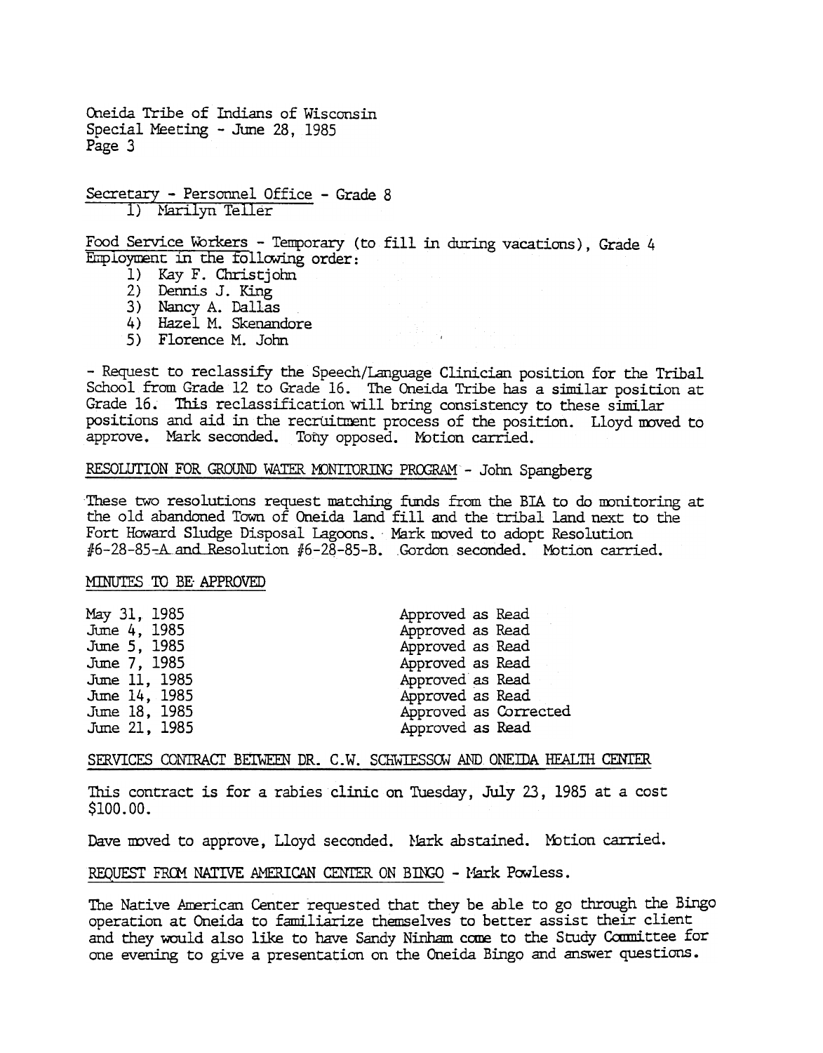Secretary - Personnel Office - Grade 8

1) Marilyn Teller

Food Service Workers - Temporary (to fill in during vacations), Grade 4
Employment in the following order:

1) Kay F. Christjohn
2) Dennis J. King
3) Nancy A. Dallas
4) Hazel M. Skenandore
5) Florence M. John

- Request to reclassify the Speech/Language Clinician position for the Tribal School from Grade 12 to Grade 16. The Oneida Tribe has a similar position at Grade 16. This reclassification will bring consistency to these similar positions and aid in the recruitment process of the position. Lloyd moved to approve. Mark seconded. Tony opposed. Motion carried.

RESOLUTION FOR GROUND WATER MONITORING PROGRAM - John Spangberg

These two resolutions request matching funds from the BIA to do monitoring at the old abandoned Town of Oneida land fill and the tribal land next to the Fort Howard Sludge Disposal Lagoons. Mark moved to adopt Resolution #6-28-85-A and Resolution #6-28-85-B. Gordon seconded. Motion carried.

MINUTES TO BE APPROVED

| | |
|---|---|
| May 31, 1985 | Approved as Read |
| June 4, 1985 | Approved as Read |
| June 5, 1985 | Approved as Read |
| June 7, 1985 | Approved as Read |
| June 11, 1985 | Approved as Read |
| June 14, 1985 | Approved as Read |
| June 18, 1985 | Approved as Corrected |
| June 21, 1985 | Approved as Read |

SERVICES CONTRACT BETWEEN DR. C.W. SCHWIESSOW AND ONEIDA HEALTH CENTER

This contract is for a rabies clinic on Tuesday, July 23, 1985 at a cost $100.00.

Dave moved to approve, Lloyd seconded. Mark abstained. Motion carried.

REQUEST FROM NATIVE AMERICAN CENTER ON BINGO - Mark Powless.

The Native American Center requested that they be able to go through the Bingo operation at Oneida to familiarize themselves to better assist their client and they would also like to have Sandy Ninham come to the Study Committee for one evening to give a presentation on the Oneida Bingo and answer questions.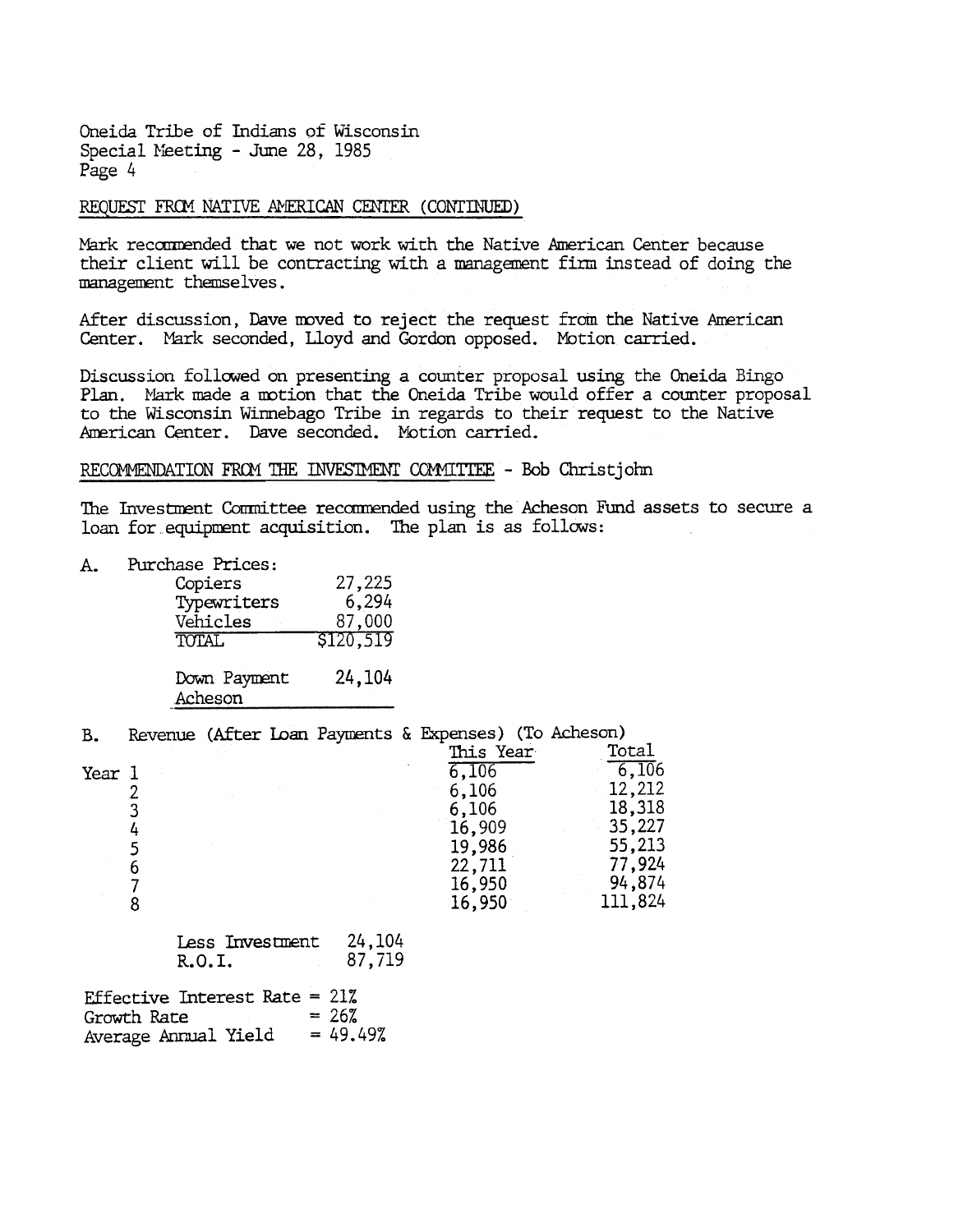Oneida Tribe of Indians of Wisconsin
Special Meeting - June 28, 1985

REQUEST FROM NATIVE AMERICAN CENTER (CONTINUED)

Mark recommended that we not work with the Native American Center because their client will be contracting with a management firm instead of doing the management themselves.

After discussion, Dave moved to reject the request from the Native American Center. Mark seconded, Lloyd and Gordon opposed. Motion carried.

Discussion followed on presenting a counter proposal using the Oneida Bingo Plan. Mark made a motion that the Oneida Tribe would offer a counter proposal to the Wisconsin Winnebago Tribe in regards to their request to the Native American Center. Dave seconded. Motion carried.

RECOMMENDATION FROM THE INVESTMENT COMMITTEE - Bob Christjohn

The Investment Committee recommended using the Acheson Fund assets to secure a loan for equipment acquisition. The plan is as follows:

A. Purchase Prices:

| | |
|---|---|
| Copiers | 27,225 |
| Typewriters | 6,294 |
| Vehicles | 87,000 |
| TOTAL | $120,519 |
| Down Payment Acheson | 24,104 |

B. Revenue (After Loan Payments & Expenses) (To Acheson)

| | This Year | Total |
|---|---|---|
| Year 1 | 6,106 | 6,106 |
| 2 | 6,106 | 12,212 |
| 3 | 6,106 | 18,318 |
| 4 | 16,909 | 35,227 |
| 5 | 19,986 | 55,213 |
| 6 | 22,711 | 77,924 |
| 7 | 16,950 | 94,874 |
| 8 | 16,950 | 111,824 |

| | |
|---|---|
| Less Investment | 24,104 |
| R.O.I. | 87,719 |

Effective Interest Rate = 21%
Growth Rate = 26%
Average Annual Yield = 49.49%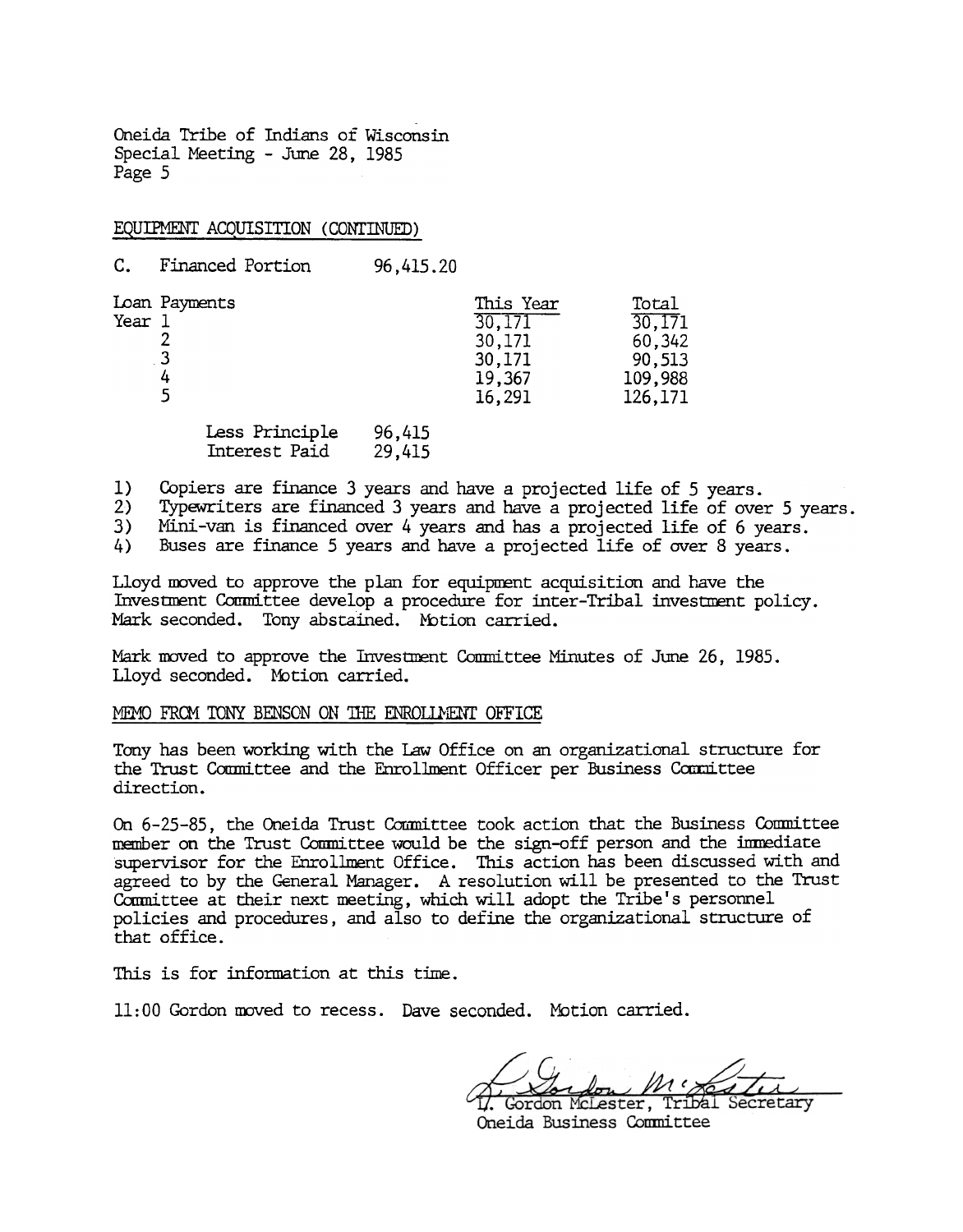## EQUIPMENT ACQUISITION (CONTINUED)

C. Financed Portion 96,415.20

| Loan Payments | | This Year | Total |
|---|---|---|---|
| Year 1 | | 30,171 | 30,171 |
| 2 | | 30,171 | 60,342 |
| 3 | | 30,171 | 90,513 |
| 4 | | 19,367 | 109,988 |
| 5 | | 16,291 | 126,171 |
| | Less Principle | 96,415 | |
| | Interest Paid | 29,415 | |

1) Copiers are finance 3 years and have a projected life of 5 years.
2) Typewriters are financed 3 years and have a projected life of over 5 years.
3) Mini-van is financed over 4 years and has a projected life of 6 years.
4) Buses are finance 5 years and have a projected life of over 8 years.

Lloyd moved to approve the plan for equipment acquisition and have the Investment Committee develop a procedure for inter-Tribal investment policy. Mark seconded. Tony abstained. Motion carried.

Mark moved to approve the Investment Committee Minutes of June 26, 1985. Lloyd seconded. Motion carried.

## MEMO FROM TONY BENSON ON THE ENROLLMENT OFFICE

Tony has been working with the Law Office on an organizational structure for the Trust Committee and the Enrollment Officer per Business Committee direction.

On 6-25-85, the Oneida Trust Committee took action that the Business Committee member on the Trust Committee would be the sign-off person and the immediate supervisor for the Enrollment Office. This action has been discussed with and agreed to by the General Manager. A resolution will be presented to the Trust Committee at their next meeting, which will adopt the Tribe's personnel policies and procedures, and also to define the organizational structure of that office.

This is for information at this time.

11:00 Gordon moved to recess. Dave seconded. Motion carried.

L. Gordon McLester, Tribal Secretary
Oneida Business Committee